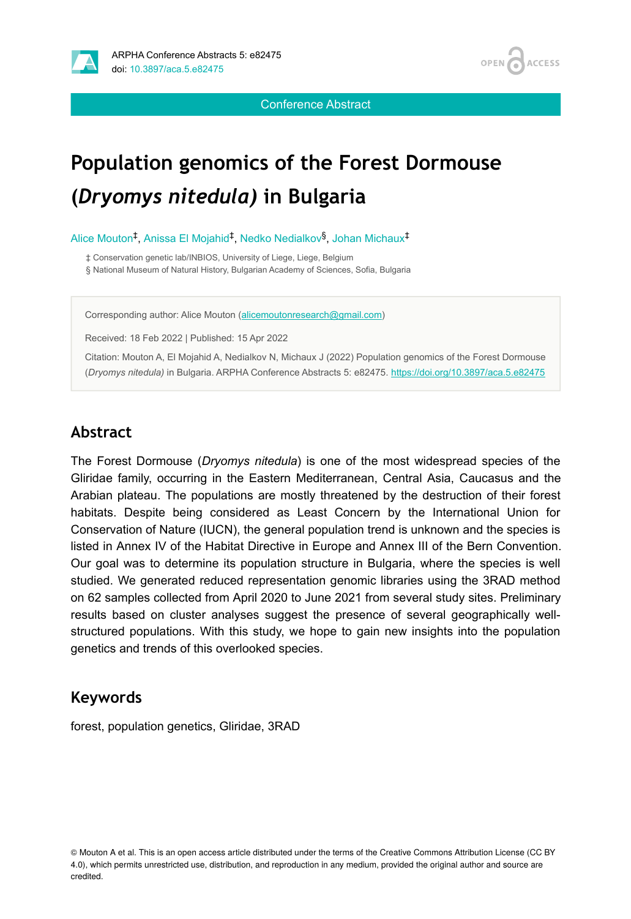Conference Abstract

# Population genomics of the Forest Dormouse (*Dryomys nitedula)* in Bulgaria

Alice Mouton[‡], Anissa El Mojahid[‡], Nedko Nedialkov[§], Johan Michaux[‡]

‡ Conservation genetic lab/INBIOS, University of Liege, Liege, Belgium
§ National Museum of Natural History, Bulgarian Academy of Sciences, Sofia, Bulgaria

Corresponding author: Alice Mouton (alicemoutonresearch@gmail.com)

Received: 18 Feb 2022 | Published: 15 Apr 2022

Citation: Mouton A, El Mojahid A, Nedialkov N, Michaux J (2022) Population genomics of the Forest Dormouse (*Dryomys nitedula)* in Bulgaria. ARPHA Conference Abstracts 5: e82475. https://doi.org/10.3897/aca.5.e82475

## Abstract

The Forest Dormouse (*Dryomys nitedula*) is one of the most widespread species of the Gliridae family, occurring in the Eastern Mediterranean, Central Asia, Caucasus and the Arabian plateau. The populations are mostly threatened by the destruction of their forest habitats. Despite being considered as Least Concern by the International Union for Conservation of Nature (IUCN), the general population trend is unknown and the species is listed in Annex IV of the Habitat Directive in Europe and Annex III of the Bern Convention. Our goal was to determine its population structure in Bulgaria, where the species is well studied. We generated reduced representation genomic libraries using the 3RAD method on 62 samples collected from April 2020 to June 2021 from several study sites. Preliminary results based on cluster analyses suggest the presence of several geographically well-structured populations. With this study, we hope to gain new insights into the population genetics and trends of this overlooked species.

## Keywords

forest, population genetics, Gliridae, 3RAD

© Mouton A et al. This is an open access article distributed under the terms of the Creative Commons Attribution License (CC BY 4.0), which permits unrestricted use, distribution, and reproduction in any medium, provided the original author and source are credited.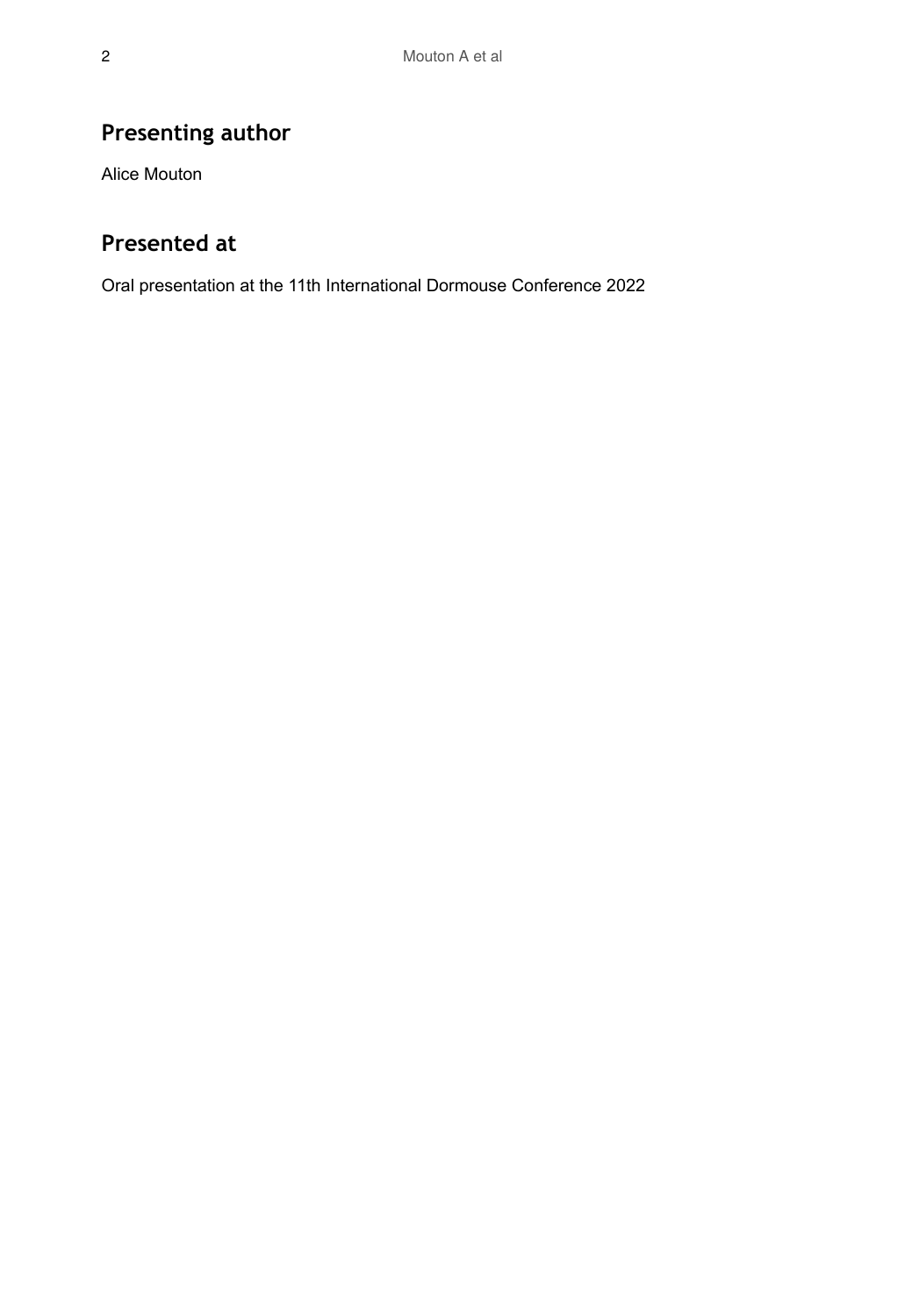## Presenting author

Alice Mouton

## Presented at

Oral presentation at the 11th International Dormouse Conference 2022